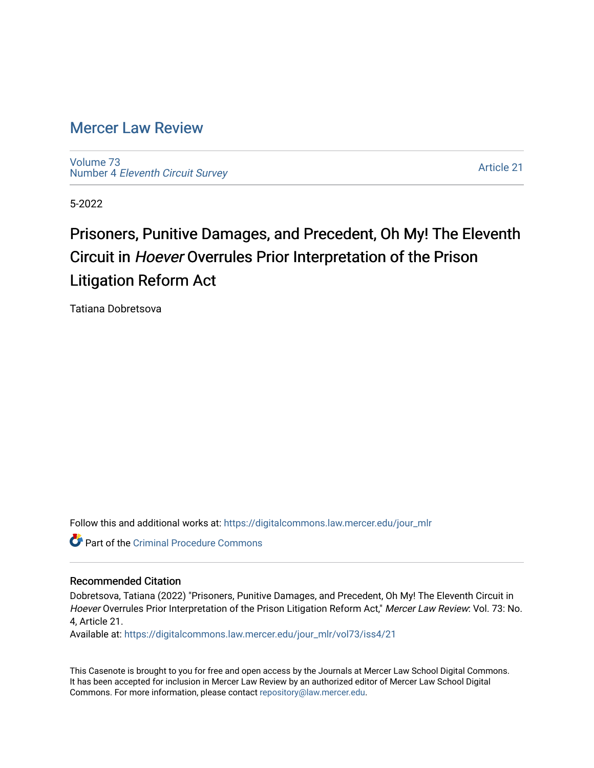# Mercer Law Review

Volume 73
Number 4 *Eleventh Circuit Survey*

Article 21

5-2022

## Prisoners, Punitive Damages, and Precedent, Oh My! The Eleventh Circuit in *Hoever* Overrules Prior Interpretation of the Prison Litigation Reform Act

Tatiana Dobretsova

Follow this and additional works at: https://digitalcommons.law.mercer.edu/jour_mlr

Part of the Criminal Procedure Commons

### Recommended Citation

Dobretsova, Tatiana (2022) "Prisoners, Punitive Damages, and Precedent, Oh My! The Eleventh Circuit in *Hoever* Overrules Prior Interpretation of the Prison Litigation Reform Act," *Mercer Law Review*: Vol. 73: No. 4, Article 21.
Available at: https://digitalcommons.law.mercer.edu/jour_mlr/vol73/iss4/21

This Casenote is brought to you for free and open access by the Journals at Mercer Law School Digital Commons. It has been accepted for inclusion in Mercer Law Review by an authorized editor of Mercer Law School Digital Commons. For more information, please contact repository@law.mercer.edu.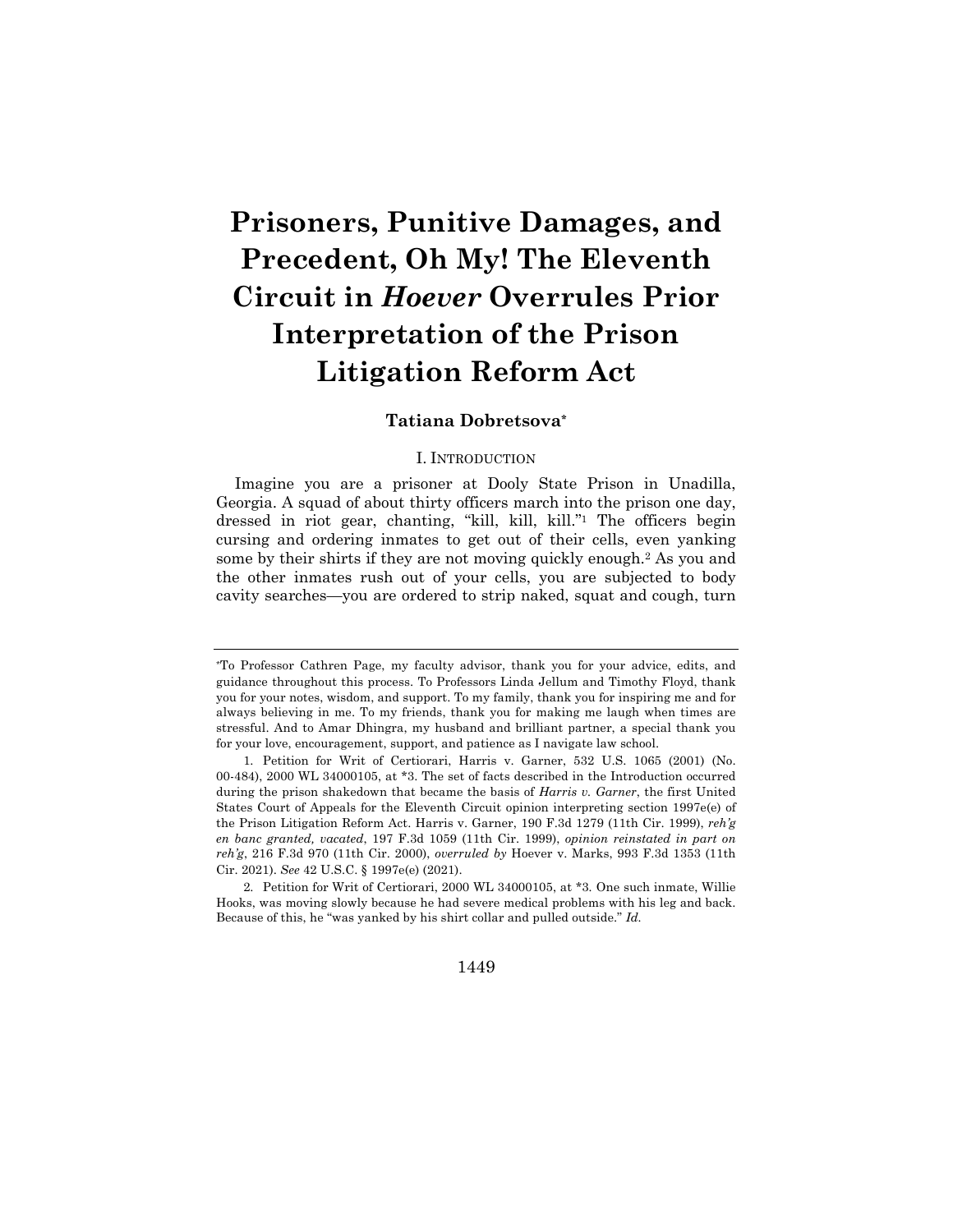# Prisoners, Punitive Damages, and Precedent, Oh My! The Eleventh Circuit in *Hoever* Overrules Prior Interpretation of the Prison Litigation Reform Act

**Tatiana Dobretsova***

## I. INTRODUCTION

Imagine you are a prisoner at Dooly State Prison in Unadilla, Georgia. A squad of about thirty officers march into the prison one day, dressed in riot gear, chanting, "kill, kill, kill."[1] The officers begin cursing and ordering inmates to get out of their cells, even yanking some by their shirts if they are not moving quickly enough.[2] As you and the other inmates rush out of your cells, you are subjected to body cavity searches—you are ordered to strip naked, squat and cough, turn

---

*To Professor Cathren Page, my faculty advisor, thank you for your advice, edits, and guidance throughout this process. To Professors Linda Jellum and Timothy Floyd, thank you for your notes, wisdom, and support. To my family, thank you for inspiring me and for always believing in me. To my friends, thank you for making me laugh when times are stressful. And to Amar Dhingra, my husband and brilliant partner, a special thank you for your love, encouragement, support, and patience as I navigate law school.

1. Petition for Writ of Certiorari, Harris v. Garner, 532 U.S. 1065 (2001) (No. 00-484), 2000 WL 34000105, at *3. The set of facts described in the Introduction occurred during the prison shakedown that became the basis of *Harris v. Garner*, the first United States Court of Appeals for the Eleventh Circuit opinion interpreting section 1997e(e) of the Prison Litigation Reform Act. Harris v. Garner, 190 F.3d 1279 (11th Cir. 1999), *reh'g en banc granted, vacated*, 197 F.3d 1059 (11th Cir. 1999), *opinion reinstated in part on reh'g*, 216 F.3d 970 (11th Cir. 2000), *overruled by* Hoever v. Marks, 993 F.3d 1353 (11th Cir. 2021). *See* 42 U.S.C. § 1997e(e) (2021).

2. Petition for Writ of Certiorari, 2000 WL 34000105, at *3. One such inmate, Willie Hooks, was moving slowly because he had severe medical problems with his leg and back. Because of this, he "was yanked by his shirt collar and pulled outside." *Id.*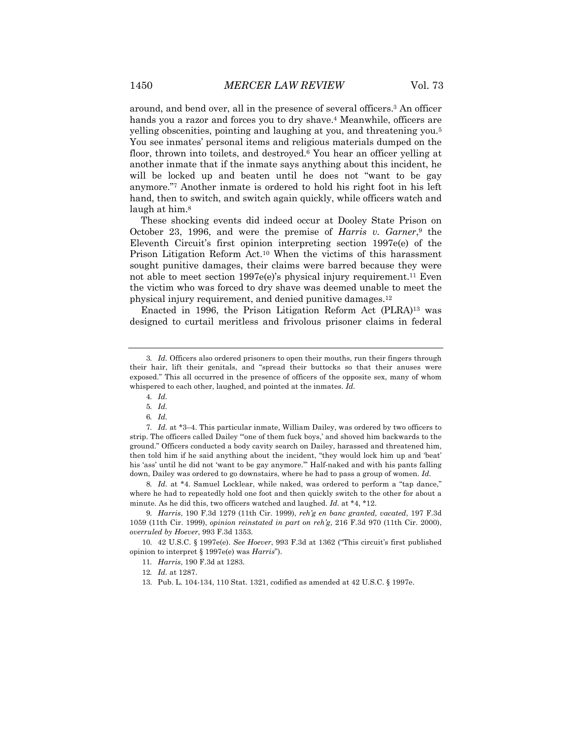around, and bend over, all in the presence of several officers.[3] An officer hands you a razor and forces you to dry shave.[4] Meanwhile, officers are yelling obscenities, pointing and laughing at you, and threatening you.[5] You see inmates' personal items and religious materials dumped on the floor, thrown into toilets, and destroyed.[6] You hear an officer yelling at another inmate that if the inmate says anything about this incident, he will be locked up and beaten until he does not "want to be gay anymore."[7] Another inmate is ordered to hold his right foot in his left hand, then to switch, and switch again quickly, while officers watch and laugh at him.[8]

These shocking events did indeed occur at Dooley State Prison on October 23, 1996, and were the premise of *Harris v. Garner*,[9] the Eleventh Circuit's first opinion interpreting section 1997e(e) of the Prison Litigation Reform Act.[10] When the victims of this harassment sought punitive damages, their claims were barred because they were not able to meet section 1997e(e)'s physical injury requirement.[11] Even the victim who was forced to dry shave was deemed unable to meet the physical injury requirement, and denied punitive damages.[12]

Enacted in 1996, the Prison Litigation Reform Act (PLRA)[13] was designed to curtail meritless and frivolous prisoner claims in federal

---

3. *Id.* Officers also ordered prisoners to open their mouths, run their fingers through their hair, lift their genitals, and "spread their buttocks so that their anuses were exposed." This all occurred in the presence of officers of the opposite sex, many of whom whispered to each other, laughed, and pointed at the inmates. *Id.*

4. *Id.*

5. *Id.*

6. *Id.*

7. *Id.* at *3–4. This particular inmate, William Dailey, was ordered by two officers to strip. The officers called Dailey "'one of them fuck boys,' and shoved him backwards to the ground." Officers conducted a body cavity search on Dailey, harassed and threatened him, then told him if he said anything about the incident, "they would lock him up and 'beat' his 'ass' until he did not 'want to be gay anymore.'" Half-naked and with his pants falling down, Dailey was ordered to go downstairs, where he had to pass a group of women. *Id.*

8. *Id.* at *4. Samuel Locklear, while naked, was ordered to perform a "tap dance," where he had to repeatedly hold one foot and then quickly switch to the other for about a minute. As he did this, two officers watched and laughed. *Id.* at *4, *12.

9. *Harris*, 190 F.3d 1279 (11th Cir. 1999), *reh'g en banc granted, vacated*, 197 F.3d 1059 (11th Cir. 1999), *opinion reinstated in part on reh'g*, 216 F.3d 970 (11th Cir. 2000), *overruled by Hoever*, 993 F.3d 1353.

10. 42 U.S.C. § 1997e(e). *See Hoever*, 993 F.3d at 1362 ("This circuit's first published opinion to interpret § 1997e(e) was *Harris*").

11. *Harris*, 190 F.3d at 1283.

12. *Id.* at 1287.

13. Pub. L. 104-134, 110 Stat. 1321, codified as amended at 42 U.S.C. § 1997e.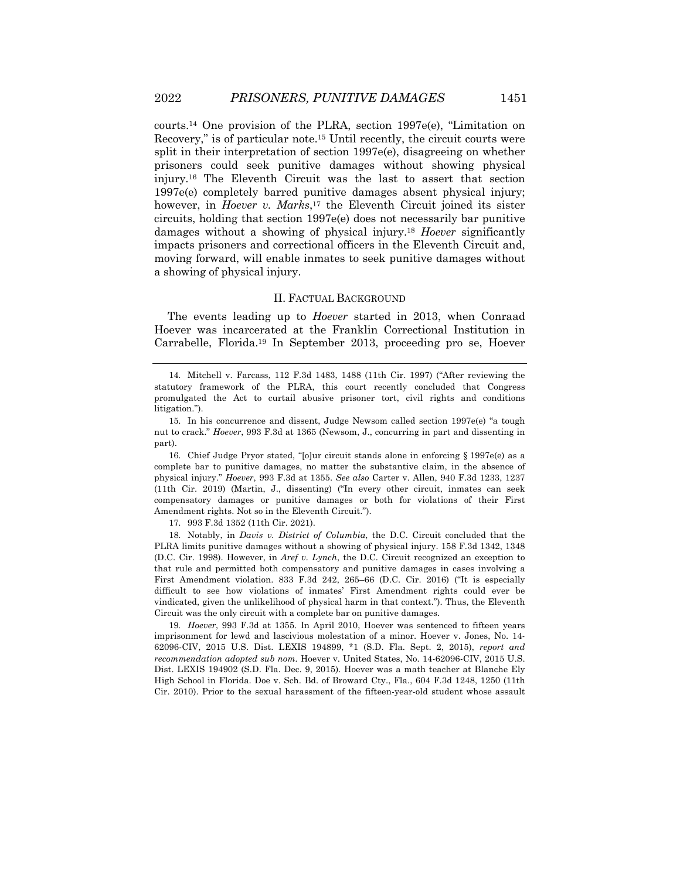courts.[14] One provision of the PLRA, section 1997e(e), "Limitation on Recovery," is of particular note.[15] Until recently, the circuit courts were split in their interpretation of section 1997e(e), disagreeing on whether prisoners could seek punitive damages without showing physical injury.[16] The Eleventh Circuit was the last to assert that section 1997e(e) completely barred punitive damages absent physical injury; however, in *Hoever v. Marks*,[17] the Eleventh Circuit joined its sister circuits, holding that section 1997e(e) does not necessarily bar punitive damages without a showing of physical injury.[18] *Hoever* significantly impacts prisoners and correctional officers in the Eleventh Circuit and, moving forward, will enable inmates to seek punitive damages without a showing of physical injury.

## II. FACTUAL BACKGROUND

The events leading up to *Hoever* started in 2013, when Conraad Hoever was incarcerated at the Franklin Correctional Institution in Carrabelle, Florida.[19] In September 2013, proceeding pro se, Hoever

---

14. Mitchell v. Farcass, 112 F.3d 1483, 1488 (11th Cir. 1997) ("After reviewing the statutory framework of the PLRA, this court recently concluded that Congress promulgated the Act to curtail abusive prisoner tort, civil rights and conditions litigation.").

15. In his concurrence and dissent, Judge Newsom called section 1997e(e) "a tough nut to crack." *Hoever*, 993 F.3d at 1365 (Newsom, J., concurring in part and dissenting in part).

16. Chief Judge Pryor stated, "[o]ur circuit stands alone in enforcing § 1997e(e) as a complete bar to punitive damages, no matter the substantive claim, in the absence of physical injury." *Hoever*, 993 F.3d at 1355. *See also* Carter v. Allen, 940 F.3d 1233, 1237 (11th Cir. 2019) (Martin, J., dissenting) ("In every other circuit, inmates can seek compensatory damages or punitive damages or both for violations of their First Amendment rights. Not so in the Eleventh Circuit.").

17. 993 F.3d 1352 (11th Cir. 2021).

18. Notably, in *Davis v. District of Columbia*, the D.C. Circuit concluded that the PLRA limits punitive damages without a showing of physical injury. 158 F.3d 1342, 1348 (D.C. Cir. 1998). However, in *Aref v. Lynch*, the D.C. Circuit recognized an exception to that rule and permitted both compensatory and punitive damages in cases involving a First Amendment violation. 833 F.3d 242, 265–66 (D.C. Cir. 2016) ("It is especially difficult to see how violations of inmates' First Amendment rights could ever be vindicated, given the unlikelihood of physical harm in that context."). Thus, the Eleventh Circuit was the only circuit with a complete bar on punitive damages.

19. *Hoever*, 993 F.3d at 1355. In April 2010, Hoever was sentenced to fifteen years imprisonment for lewd and lascivious molestation of a minor. Hoever v. Jones, No. 14-62096-CIV, 2015 U.S. Dist. LEXIS 194899, *1 (S.D. Fla. Sept. 2, 2015), *report and recommendation adopted sub nom.* Hoever v. United States, No. 14-62096-CIV, 2015 U.S. Dist. LEXIS 194902 (S.D. Fla. Dec. 9, 2015). Hoever was a math teacher at Blanche Ely High School in Florida. Doe v. Sch. Bd. of Broward Cty., Fla., 604 F.3d 1248, 1250 (11th Cir. 2010). Prior to the sexual harassment of the fifteen-year-old student whose assault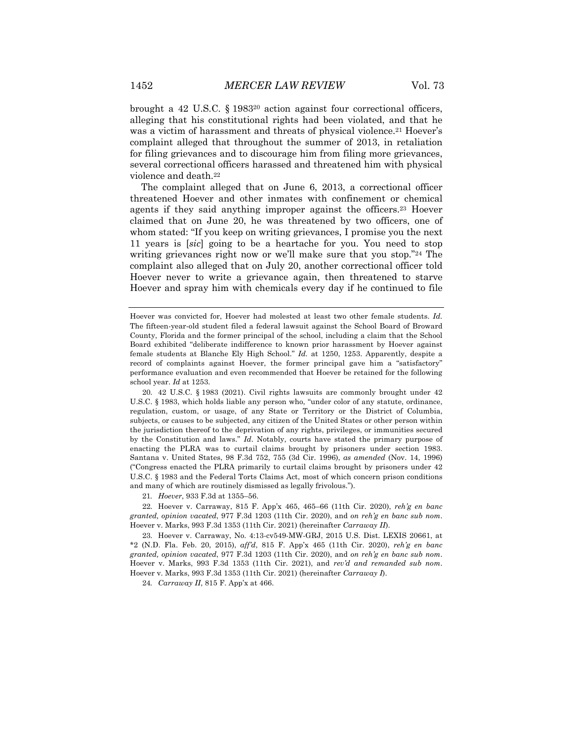brought a 42 U.S.C. § 1983[20] action against four correctional officers, alleging that his constitutional rights had been violated, and that he was a victim of harassment and threats of physical violence.[21] Hoever's complaint alleged that throughout the summer of 2013, in retaliation for filing grievances and to discourage him from filing more grievances, several correctional officers harassed and threatened him with physical violence and death.[22]

The complaint alleged that on June 6, 2013, a correctional officer threatened Hoever and other inmates with confinement or chemical agents if they said anything improper against the officers.[23] Hoever claimed that on June 20, he was threatened by two officers, one of whom stated: "If you keep on writing grievances, I promise you the next 11 years is [*sic*] going to be a heartache for you. You need to stop writing grievances right now or we'll make sure that you stop."[24] The complaint also alleged that on July 20, another correctional officer told Hoever never to write a grievance again, then threatened to starve Hoever and spray him with chemicals every day if he continued to file

---

Hoever was convicted for, Hoever had molested at least two other female students. *Id.* The fifteen-year-old student filed a federal lawsuit against the School Board of Broward County, Florida and the former principal of the school, including a claim that the School Board exhibited "deliberate indifference to known prior harassment by Hoever against female students at Blanche Ely High School." *Id.* at 1250, 1253. Apparently, despite a record of complaints against Hoever, the former principal gave him a "satisfactory" performance evaluation and even recommended that Hoever be retained for the following school year. *Id* at 1253.

20. 42 U.S.C. § 1983 (2021). Civil rights lawsuits are commonly brought under 42 U.S.C. § 1983, which holds liable any person who, "under color of any statute, ordinance, regulation, custom, or usage, of any State or Territory or the District of Columbia, subjects, or causes to be subjected, any citizen of the United States or other person within the jurisdiction thereof to the deprivation of any rights, privileges, or immunities secured by the Constitution and laws." *Id.* Notably, courts have stated the primary purpose of enacting the PLRA was to curtail claims brought by prisoners under section 1983. Santana v. United States, 98 F.3d 752, 755 (3d Cir. 1996), *as amended* (Nov. 14, 1996) ("Congress enacted the PLRA primarily to curtail claims brought by prisoners under 42 U.S.C. § 1983 and the Federal Torts Claims Act, most of which concern prison conditions and many of which are routinely dismissed as legally frivolous.").

21. *Hoever*, 933 F.3d at 1355–56.

22. Hoever v. Carraway, 815 F. App'x 465, 465–66 (11th Cir. 2020), *reh'g en banc granted, opinion vacated*, 977 F.3d 1203 (11th Cir. 2020), and *on reh'g en banc sub nom*. Hoever v. Marks, 993 F.3d 1353 (11th Cir. 2021) (hereinafter *Carraway II*).

23. Hoever v. Carraway, No. 4:13-cv549-MW-GRJ, 2015 U.S. Dist. LEXIS 20661, at \*2 (N.D. Fla. Feb. 20, 2015), *aff'd*, 815 F. App'x 465 (11th Cir. 2020), *reh'g en banc granted, opinion vacated*, 977 F.3d 1203 (11th Cir. 2020), and *on reh'g en banc sub nom*. Hoever v. Marks, 993 F.3d 1353 (11th Cir. 2021), and *rev'd and remanded sub nom*. Hoever v. Marks, 993 F.3d 1353 (11th Cir. 2021) (hereinafter *Carraway I*).

24. *Carraway II*, 815 F. App'x at 466.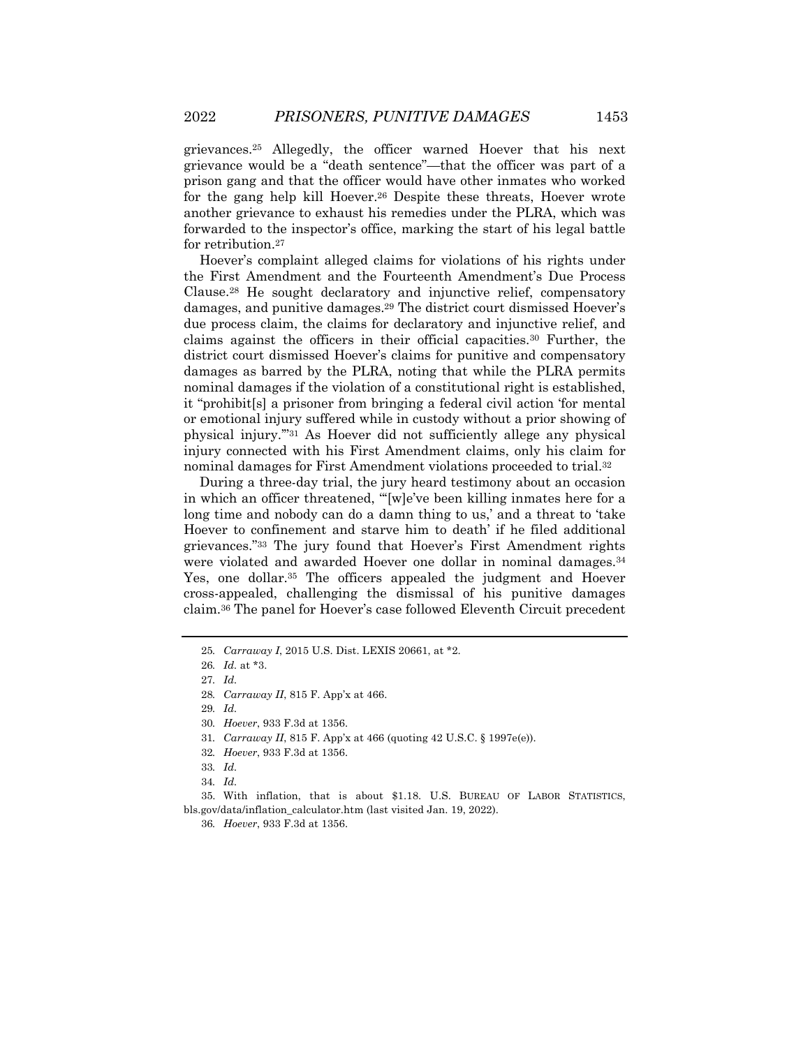grievances.[25] Allegedly, the officer warned Hoever that his next grievance would be a "death sentence"—that the officer was part of a prison gang and that the officer would have other inmates who worked for the gang help kill Hoever.[26] Despite these threats, Hoever wrote another grievance to exhaust his remedies under the PLRA, which was forwarded to the inspector's office, marking the start of his legal battle for retribution.[27]

Hoever's complaint alleged claims for violations of his rights under the First Amendment and the Fourteenth Amendment's Due Process Clause.[28] He sought declaratory and injunctive relief, compensatory damages, and punitive damages.[29] The district court dismissed Hoever's due process claim, the claims for declaratory and injunctive relief, and claims against the officers in their official capacities.[30] Further, the district court dismissed Hoever's claims for punitive and compensatory damages as barred by the PLRA, noting that while the PLRA permits nominal damages if the violation of a constitutional right is established, it "prohibit[s] a prisoner from bringing a federal civil action 'for mental or emotional injury suffered while in custody without a prior showing of physical injury.'"[31] As Hoever did not sufficiently allege any physical injury connected with his First Amendment claims, only his claim for nominal damages for First Amendment violations proceeded to trial.[32]

During a three-day trial, the jury heard testimony about an occasion in which an officer threatened, "'[w]e've been killing inmates here for a long time and nobody can do a damn thing to us,' and a threat to 'take Hoever to confinement and starve him to death' if he filed additional grievances."[33] The jury found that Hoever's First Amendment rights were violated and awarded Hoever one dollar in nominal damages.[34] Yes, one dollar.[35] The officers appealed the judgment and Hoever cross-appealed, challenging the dismissal of his punitive damages claim.[36] The panel for Hoever's case followed Eleventh Circuit precedent

---

25. *Carraway I*, 2015 U.S. Dist. LEXIS 20661, at *2.

26. *Id.* at *3.

27. *Id.*

28. *Carraway II*, 815 F. App'x at 466.

29. *Id.*

30. *Hoever*, 933 F.3d at 1356.

31. *Carraway II*, 815 F. App'x at 466 (quoting 42 U.S.C. § 1997e(e)).

32. *Hoever*, 933 F.3d at 1356.

33. *Id.*

34. *Id.*

35. With inflation, that is about $1.18. U.S. BUREAU OF LABOR STATISTICS, bls.gov/data/inflation_calculator.htm (last visited Jan. 19, 2022).

36. *Hoever*, 933 F.3d at 1356.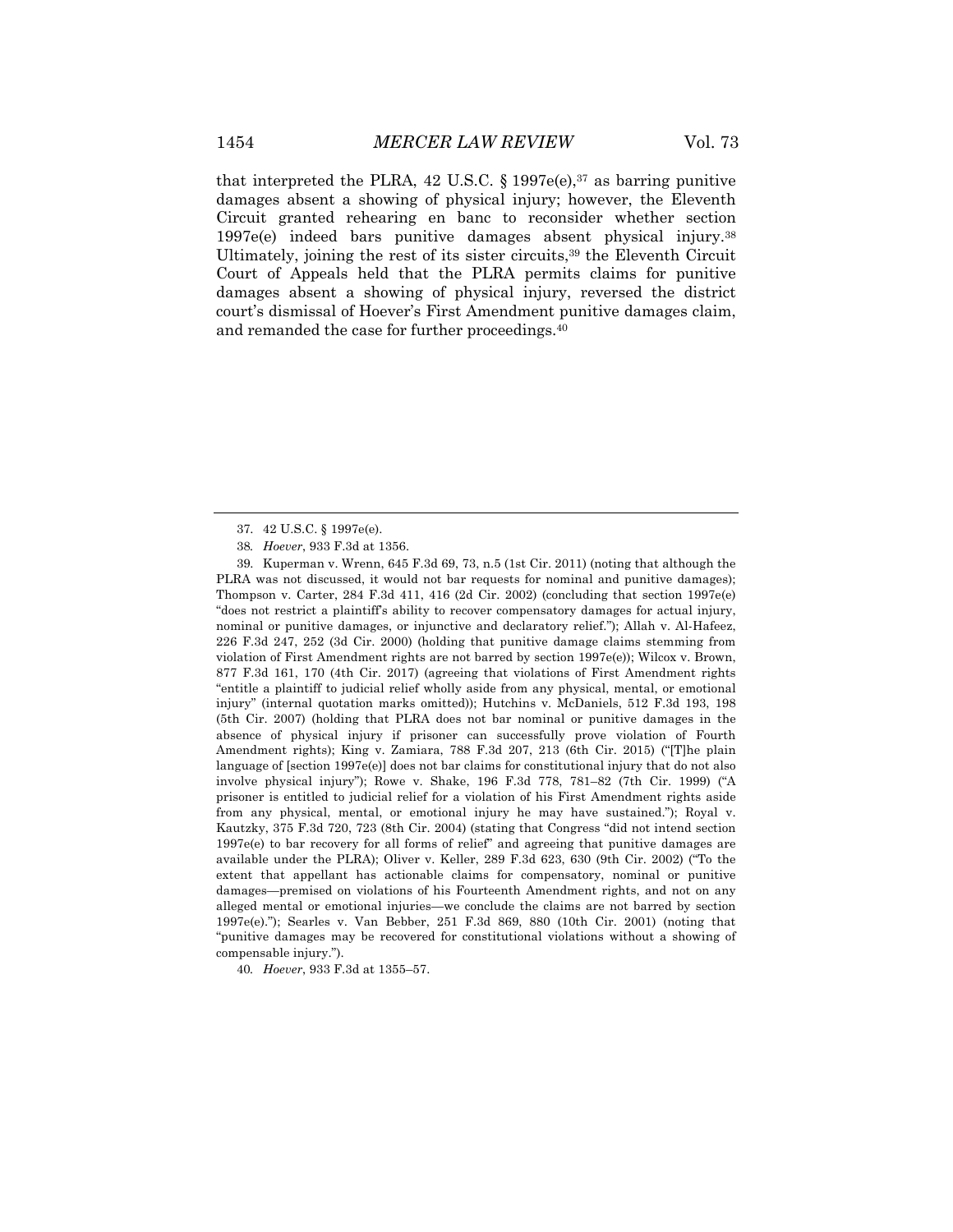that interpreted the PLRA, 42 U.S.C. § 1997e(e),[37] as barring punitive damages absent a showing of physical injury; however, the Eleventh Circuit granted rehearing en banc to reconsider whether section 1997e(e) indeed bars punitive damages absent physical injury.[38] Ultimately, joining the rest of its sister circuits,[39] the Eleventh Circuit Court of Appeals held that the PLRA permits claims for punitive damages absent a showing of physical injury, reversed the district court's dismissal of Hoever's First Amendment punitive damages claim, and remanded the case for further proceedings.[40]

---

37. 42 U.S.C. § 1997e(e).

38. *Hoever*, 933 F.3d at 1356.

39. Kuperman v. Wrenn, 645 F.3d 69, 73, n.5 (1st Cir. 2011) (noting that although the PLRA was not discussed, it would not bar requests for nominal and punitive damages); Thompson v. Carter, 284 F.3d 411, 416 (2d Cir. 2002) (concluding that section 1997e(e) "does not restrict a plaintiff's ability to recover compensatory damages for actual injury, nominal or punitive damages, or injunctive and declaratory relief."); Allah v. Al-Hafeez, 226 F.3d 247, 252 (3d Cir. 2000) (holding that punitive damage claims stemming from violation of First Amendment rights are not barred by section 1997e(e)); Wilcox v. Brown, 877 F.3d 161, 170 (4th Cir. 2017) (agreeing that violations of First Amendment rights "entitle a plaintiff to judicial relief wholly aside from any physical, mental, or emotional injury" (internal quotation marks omitted)); Hutchins v. McDaniels, 512 F.3d 193, 198 (5th Cir. 2007) (holding that PLRA does not bar nominal or punitive damages in the absence of physical injury if prisoner can successfully prove violation of Fourth Amendment rights); King v. Zamiara, 788 F.3d 207, 213 (6th Cir. 2015) ("[T]he plain language of [section 1997e(e)] does not bar claims for constitutional injury that do not also involve physical injury"); Rowe v. Shake, 196 F.3d 778, 781–82 (7th Cir. 1999) ("A prisoner is entitled to judicial relief for a violation of his First Amendment rights aside from any physical, mental, or emotional injury he may have sustained."); Royal v. Kautzky, 375 F.3d 720, 723 (8th Cir. 2004) (stating that Congress "did not intend section 1997e(e) to bar recovery for all forms of relief" and agreeing that punitive damages are available under the PLRA); Oliver v. Keller, 289 F.3d 623, 630 (9th Cir. 2002) ("To the extent that appellant has actionable claims for compensatory, nominal or punitive damages—premised on violations of his Fourteenth Amendment rights, and not on any alleged mental or emotional injuries—we conclude the claims are not barred by section 1997e(e)."); Searles v. Van Bebber, 251 F.3d 869, 880 (10th Cir. 2001) (noting that "punitive damages may be recovered for constitutional violations without a showing of compensable injury.").

40. *Hoever*, 933 F.3d at 1355–57.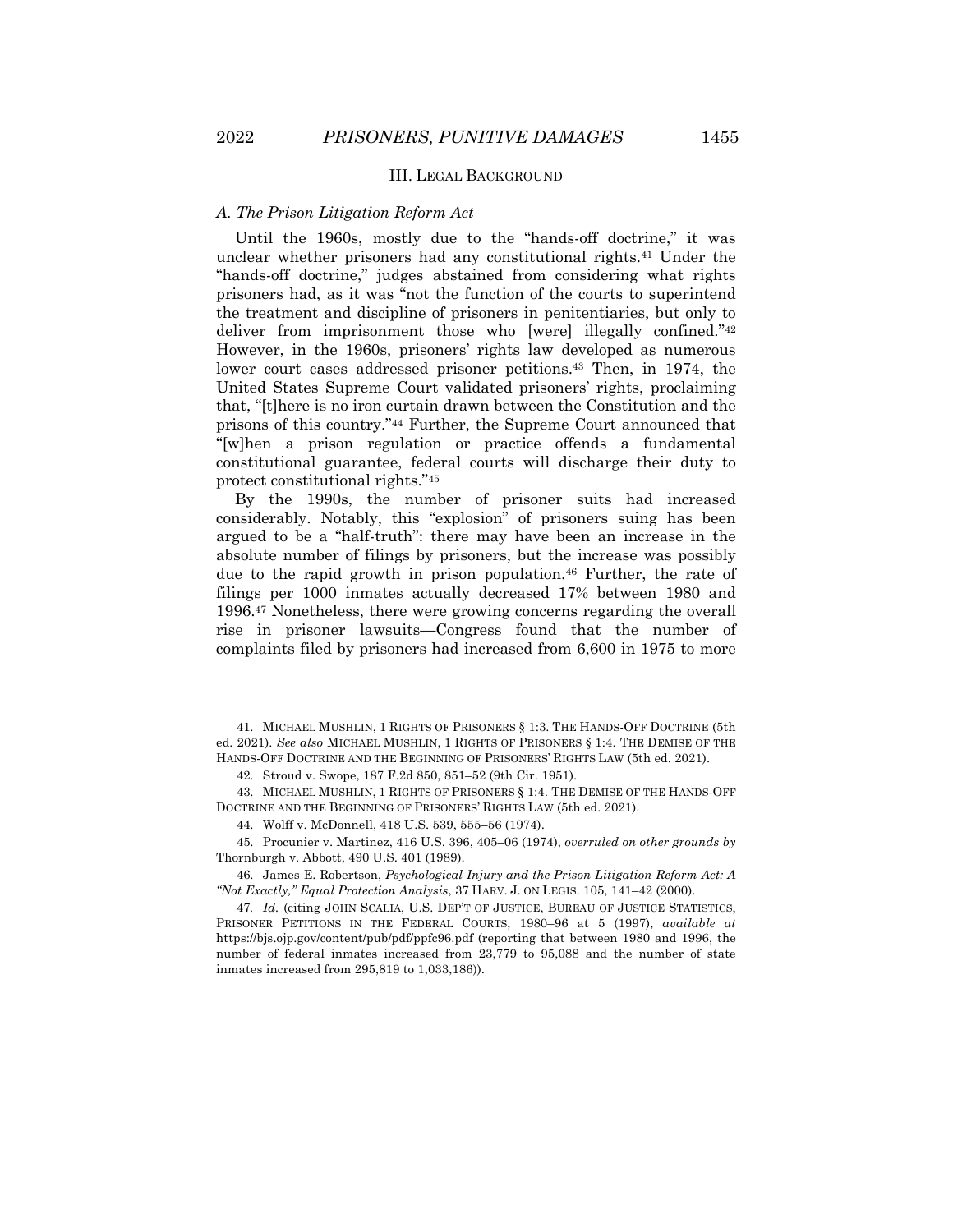## III. LEGAL BACKGROUND

### *A. The Prison Litigation Reform Act*

Until the 1960s, mostly due to the "hands-off doctrine," it was unclear whether prisoners had any constitutional rights.[41] Under the "hands-off doctrine," judges abstained from considering what rights prisoners had, as it was "not the function of the courts to superintend the treatment and discipline of prisoners in penitentiaries, but only to deliver from imprisonment those who [were] illegally confined."[42] However, in the 1960s, prisoners' rights law developed as numerous lower court cases addressed prisoner petitions.[43] Then, in 1974, the United States Supreme Court validated prisoners' rights, proclaiming that, "[t]here is no iron curtain drawn between the Constitution and the prisons of this country."[44] Further, the Supreme Court announced that "[w]hen a prison regulation or practice offends a fundamental constitutional guarantee, federal courts will discharge their duty to protect constitutional rights."[45]

By the 1990s, the number of prisoner suits had increased considerably. Notably, this "explosion" of prisoners suing has been argued to be a "half-truth": there may have been an increase in the absolute number of filings by prisoners, but the increase was possibly due to the rapid growth in prison population.[46] Further, the rate of filings per 1000 inmates actually decreased 17% between 1980 and 1996.[47] Nonetheless, there were growing concerns regarding the overall rise in prisoner lawsuits—Congress found that the number of complaints filed by prisoners had increased from 6,600 in 1975 to more

---

41. MICHAEL MUSHLIN, 1 RIGHTS OF PRISONERS § 1:3. THE HANDS-OFF DOCTRINE (5th ed. 2021). *See also* MICHAEL MUSHLIN, 1 RIGHTS OF PRISONERS § 1:4. THE DEMISE OF THE HANDS-OFF DOCTRINE AND THE BEGINNING OF PRISONERS' RIGHTS LAW (5th ed. 2021).

42. Stroud v. Swope, 187 F.2d 850, 851–52 (9th Cir. 1951).

43. MICHAEL MUSHLIN, 1 RIGHTS OF PRISONERS § 1:4. THE DEMISE OF THE HANDS-OFF DOCTRINE AND THE BEGINNING OF PRISONERS' RIGHTS LAW (5th ed. 2021).

44. Wolff v. McDonnell, 418 U.S. 539, 555–56 (1974).

45. Procunier v. Martinez, 416 U.S. 396, 405–06 (1974), *overruled on other grounds by* Thornburgh v. Abbott, 490 U.S. 401 (1989).

46. James E. Robertson, *Psychological Injury and the Prison Litigation Reform Act: A "Not Exactly," Equal Protection Analysis*, 37 HARV. J. ON LEGIS. 105, 141–42 (2000).

47. *Id.* (citing JOHN SCALIA, U.S. DEP'T OF JUSTICE, BUREAU OF JUSTICE STATISTICS, PRISONER PETITIONS IN THE FEDERAL COURTS, 1980–96 at 5 (1997), *available at* https://bjs.ojp.gov/content/pub/pdf/ppfc96.pdf (reporting that between 1980 and 1996, the number of federal inmates increased from 23,779 to 95,088 and the number of state inmates increased from 295,819 to 1,033,186)).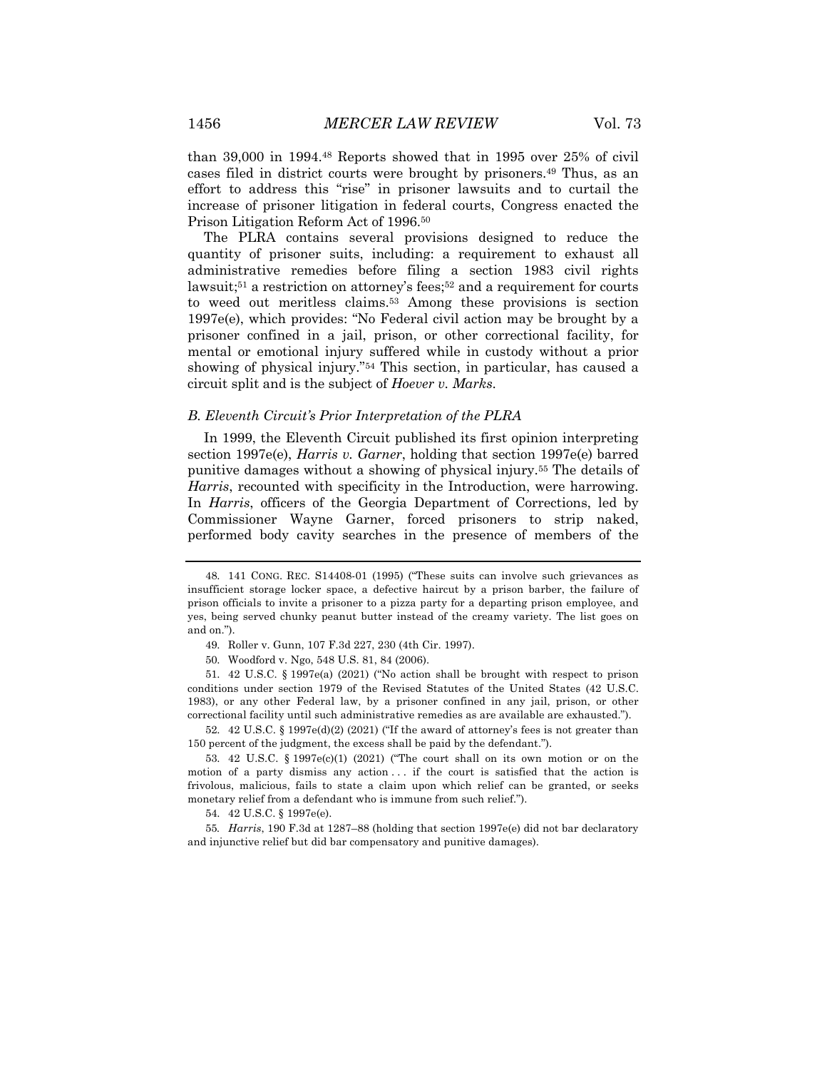than 39,000 in 1994.[48] Reports showed that in 1995 over 25% of civil cases filed in district courts were brought by prisoners.[49] Thus, as an effort to address this "rise" in prisoner lawsuits and to curtail the increase of prisoner litigation in federal courts, Congress enacted the Prison Litigation Reform Act of 1996.[50]

The PLRA contains several provisions designed to reduce the quantity of prisoner suits, including: a requirement to exhaust all administrative remedies before filing a section 1983 civil rights lawsuit;[51] a restriction on attorney's fees;[52] and a requirement for courts to weed out meritless claims.[53] Among these provisions is section 1997e(e), which provides: "No Federal civil action may be brought by a prisoner confined in a jail, prison, or other correctional facility, for mental or emotional injury suffered while in custody without a prior showing of physical injury."[54] This section, in particular, has caused a circuit split and is the subject of *Hoever v. Marks*.

### *B. Eleventh Circuit's Prior Interpretation of the PLRA*

In 1999, the Eleventh Circuit published its first opinion interpreting section 1997e(e), *Harris v. Garner*, holding that section 1997e(e) barred punitive damages without a showing of physical injury.[55] The details of *Harris*, recounted with specificity in the Introduction, were harrowing. In *Harris*, officers of the Georgia Department of Corrections, led by Commissioner Wayne Garner, forced prisoners to strip naked, performed body cavity searches in the presence of members of the

---

48. 141 CONG. REC. S14408-01 (1995) ("These suits can involve such grievances as insufficient storage locker space, a defective haircut by a prison barber, the failure of prison officials to invite a prisoner to a pizza party for a departing prison employee, and yes, being served chunky peanut butter instead of the creamy variety. The list goes on and on.").

49. Roller v. Gunn, 107 F.3d 227, 230 (4th Cir. 1997).

50. Woodford v. Ngo, 548 U.S. 81, 84 (2006).

51. 42 U.S.C. § 1997e(a) (2021) ("No action shall be brought with respect to prison conditions under section 1979 of the Revised Statutes of the United States (42 U.S.C. 1983), or any other Federal law, by a prisoner confined in any jail, prison, or other correctional facility until such administrative remedies as are available are exhausted.").

52. 42 U.S.C. § 1997e(d)(2) (2021) ("If the award of attorney's fees is not greater than 150 percent of the judgment, the excess shall be paid by the defendant.").

53. 42 U.S.C. § 1997e(c)(1) (2021) ("The court shall on its own motion or on the motion of a party dismiss any action . . . if the court is satisfied that the action is frivolous, malicious, fails to state a claim upon which relief can be granted, or seeks monetary relief from a defendant who is immune from such relief.").

54. 42 U.S.C. § 1997e(e).

55. *Harris*, 190 F.3d at 1287–88 (holding that section 1997e(e) did not bar declaratory and injunctive relief but did bar compensatory and punitive damages).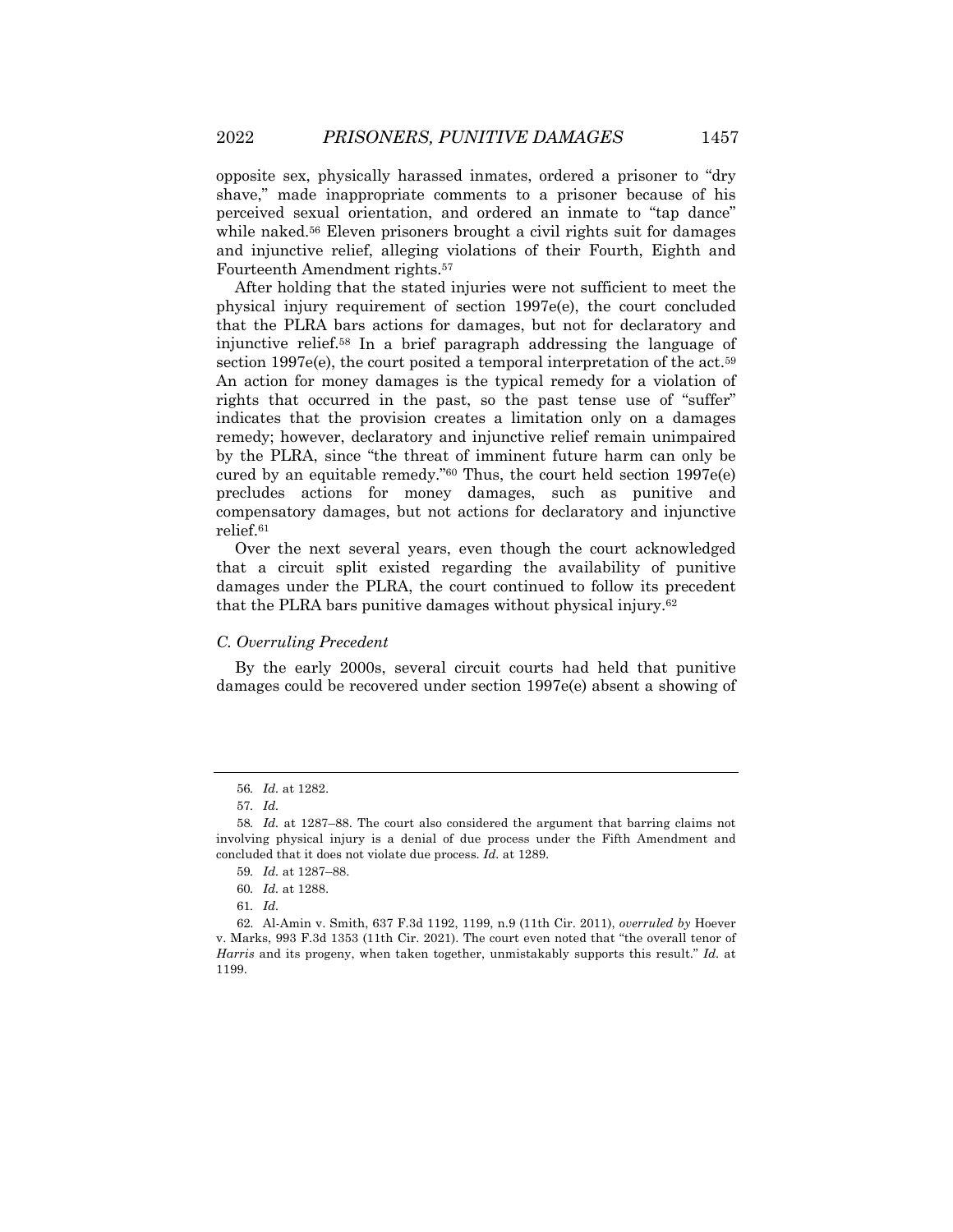opposite sex, physically harassed inmates, ordered a prisoner to "dry shave," made inappropriate comments to a prisoner because of his perceived sexual orientation, and ordered an inmate to "tap dance" while naked.[56] Eleven prisoners brought a civil rights suit for damages and injunctive relief, alleging violations of their Fourth, Eighth and Fourteenth Amendment rights.[57]

After holding that the stated injuries were not sufficient to meet the physical injury requirement of section 1997e(e), the court concluded that the PLRA bars actions for damages, but not for declaratory and injunctive relief.[58] In a brief paragraph addressing the language of section 1997e(e), the court posited a temporal interpretation of the act.[59] An action for money damages is the typical remedy for a violation of rights that occurred in the past, so the past tense use of "suffer" indicates that the provision creates a limitation only on a damages remedy; however, declaratory and injunctive relief remain unimpaired by the PLRA, since "the threat of imminent future harm can only be cured by an equitable remedy."[60] Thus, the court held section 1997e(e) precludes actions for money damages, such as punitive and compensatory damages, but not actions for declaratory and injunctive relief.[61]

Over the next several years, even though the court acknowledged that a circuit split existed regarding the availability of punitive damages under the PLRA, the court continued to follow its precedent that the PLRA bars punitive damages without physical injury.[62]

### *C. Overruling Precedent*

By the early 2000s, several circuit courts had held that punitive damages could be recovered under section 1997e(e) absent a showing of

---

56. *Id.* at 1282.

57. *Id.*

58. *Id.* at 1287–88. The court also considered the argument that barring claims not involving physical injury is a denial of due process under the Fifth Amendment and concluded that it does not violate due process. *Id.* at 1289.

59. *Id.* at 1287–88.

60. *Id.* at 1288.

61. *Id.*

62. Al-Amin v. Smith, 637 F.3d 1192, 1199, n.9 (11th Cir. 2011), *overruled by* Hoever v. Marks, 993 F.3d 1353 (11th Cir. 2021). The court even noted that "the overall tenor of *Harris* and its progeny, when taken together, unmistakably supports this result." *Id.* at 1199.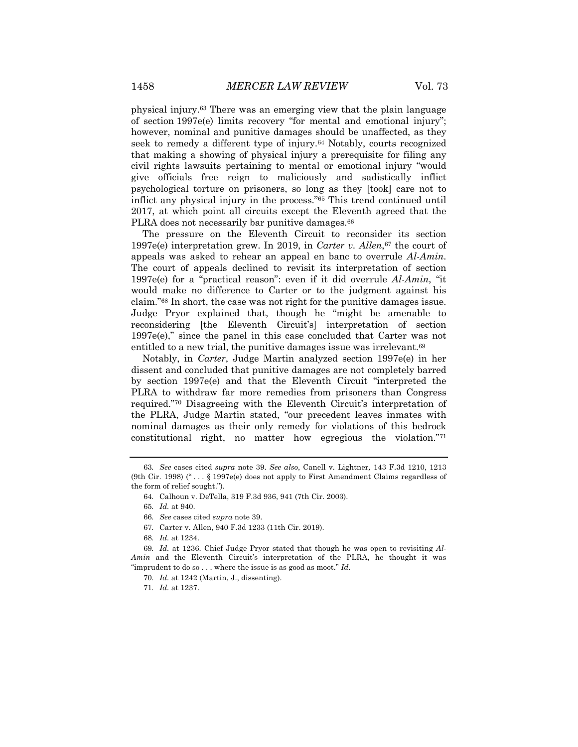physical injury.[63] There was an emerging view that the plain language of section 1997e(e) limits recovery "for mental and emotional injury"; however, nominal and punitive damages should be unaffected, as they seek to remedy a different type of injury.[64] Notably, courts recognized that making a showing of physical injury a prerequisite for filing any civil rights lawsuits pertaining to mental or emotional injury "would give officials free reign to maliciously and sadistically inflict psychological torture on prisoners, so long as they [took] care not to inflict any physical injury in the process."[65] This trend continued until 2017, at which point all circuits except the Eleventh agreed that the PLRA does not necessarily bar punitive damages.[66]

The pressure on the Eleventh Circuit to reconsider its section 1997e(e) interpretation grew. In 2019, in *Carter v. Allen*,[67] the court of appeals was asked to rehear an appeal en banc to overrule *Al-Amin*. The court of appeals declined to revisit its interpretation of section 1997e(e) for a "practical reason": even if it did overrule *Al-Amin*, "it would make no difference to Carter or to the judgment against his claim."[68] In short, the case was not right for the punitive damages issue. Judge Pryor explained that, though he "might be amenable to reconsidering [the Eleventh Circuit's] interpretation of section 1997e(e)," since the panel in this case concluded that Carter was not entitled to a new trial, the punitive damages issue was irrelevant.[69]

Notably, in *Carter*, Judge Martin analyzed section 1997e(e) in her dissent and concluded that punitive damages are not completely barred by section 1997e(e) and that the Eleventh Circuit "interpreted the PLRA to withdraw far more remedies from prisoners than Congress required."[70] Disagreeing with the Eleventh Circuit's interpretation of the PLRA, Judge Martin stated, "our precedent leaves inmates with nominal damages as their only remedy for violations of this bedrock constitutional right, no matter how egregious the violation."[71]

---

63. *See* cases cited *supra* note 39. *See also*, Canell v. Lightner, 143 F.3d 1210, 1213 (9th Cir. 1998) (" . . . § 1997e(e) does not apply to First Amendment Claims regardless of the form of relief sought.").

64. Calhoun v. DeTella, 319 F.3d 936, 941 (7th Cir. 2003).

65. *Id.* at 940.

66. *See* cases cited *supra* note 39.

67. Carter v. Allen, 940 F.3d 1233 (11th Cir. 2019).

68. *Id.* at 1234.

69. *Id.* at 1236. Chief Judge Pryor stated that though he was open to revisiting *Al-Amin* and the Eleventh Circuit's interpretation of the PLRA, he thought it was "imprudent to do so . . . where the issue is as good as moot." *Id.*

70. *Id.* at 1242 (Martin, J., dissenting).

71. *Id.* at 1237.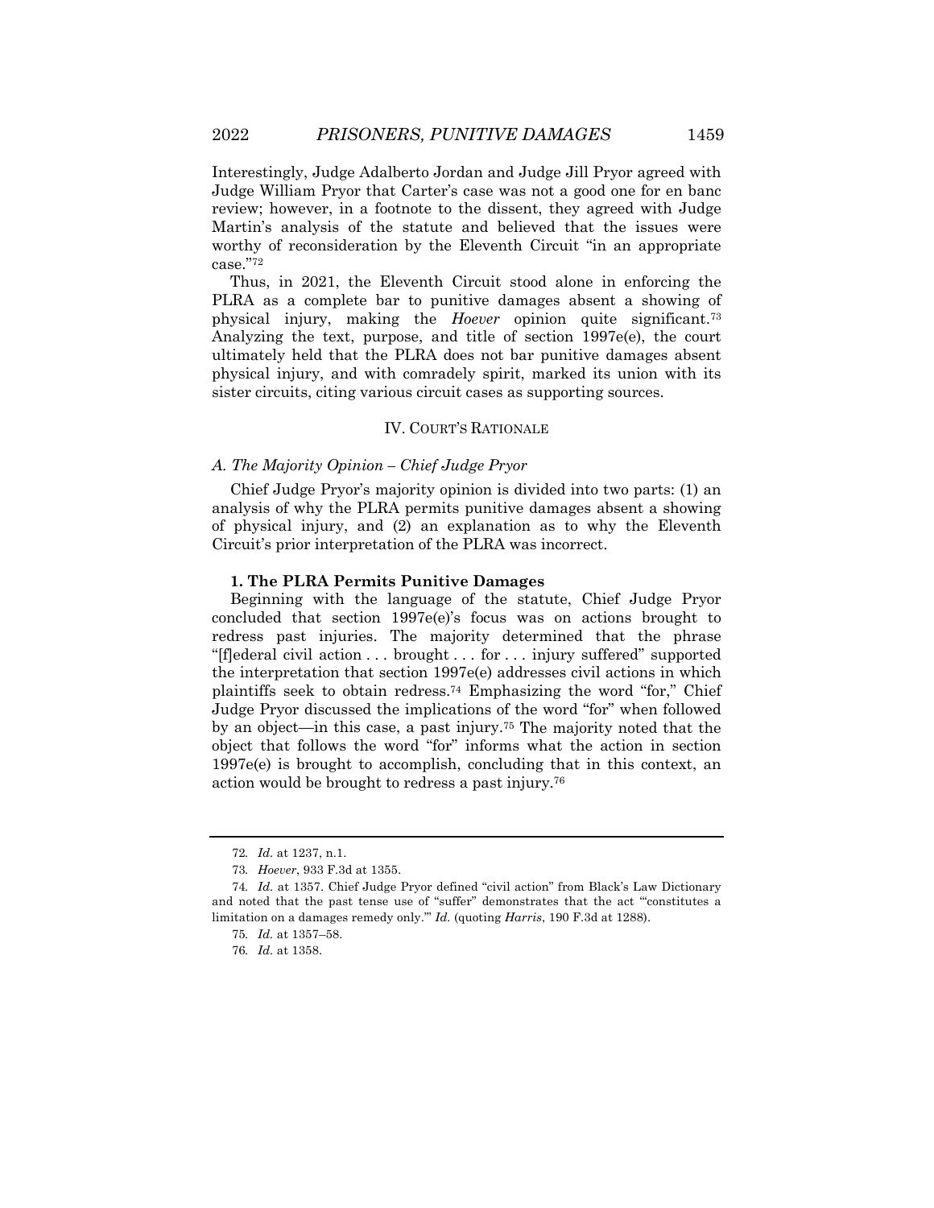Interestingly, Judge Adalberto Jordan and Judge Jill Pryor agreed with Judge William Pryor that Carter's case was not a good one for en banc review; however, in a footnote to the dissent, they agreed with Judge Martin's analysis of the statute and believed that the issues were worthy of reconsideration by the Eleventh Circuit "in an appropriate case."[72]

Thus, in 2021, the Eleventh Circuit stood alone in enforcing the PLRA as a complete bar to punitive damages absent a showing of physical injury, making the *Hoever* opinion quite significant.[73] Analyzing the text, purpose, and title of section 1997e(e), the court ultimately held that the PLRA does not bar punitive damages absent physical injury, and with comradely spirit, marked its union with its sister circuits, citing various circuit cases as supporting sources.

## IV. COURT'S RATIONALE

### *A. The Majority Opinion – Chief Judge Pryor*

Chief Judge Pryor's majority opinion is divided into two parts: (1) an analysis of why the PLRA permits punitive damages absent a showing of physical injury, and (2) an explanation as to why the Eleventh Circuit's prior interpretation of the PLRA was incorrect.

#### 1. The PLRA Permits Punitive Damages

Beginning with the language of the statute, Chief Judge Pryor concluded that section 1997e(e)'s focus was on actions brought to redress past injuries. The majority determined that the phrase "[f]ederal civil action . . . brought . . . for . . . injury suffered" supported the interpretation that section 1997e(e) addresses civil actions in which plaintiffs seek to obtain redress.[74] Emphasizing the word "for," Chief Judge Pryor discussed the implications of the word "for" when followed by an object—in this case, a past injury.[75] The majority noted that the object that follows the word "for" informs what the action in section 1997e(e) is brought to accomplish, concluding that in this context, an action would be brought to redress a past injury.[76]

---

72. *Id.* at 1237, n.1.

73. *Hoever*, 933 F.3d at 1355.

74. *Id.* at 1357. Chief Judge Pryor defined "civil action" from Black's Law Dictionary and noted that the past tense use of "suffer" demonstrates that the act "'constitutes a limitation on a damages remedy only.'" *Id.* (quoting *Harris*, 190 F.3d at 1288).

75. *Id.* at 1357–58.

76. *Id.* at 1358.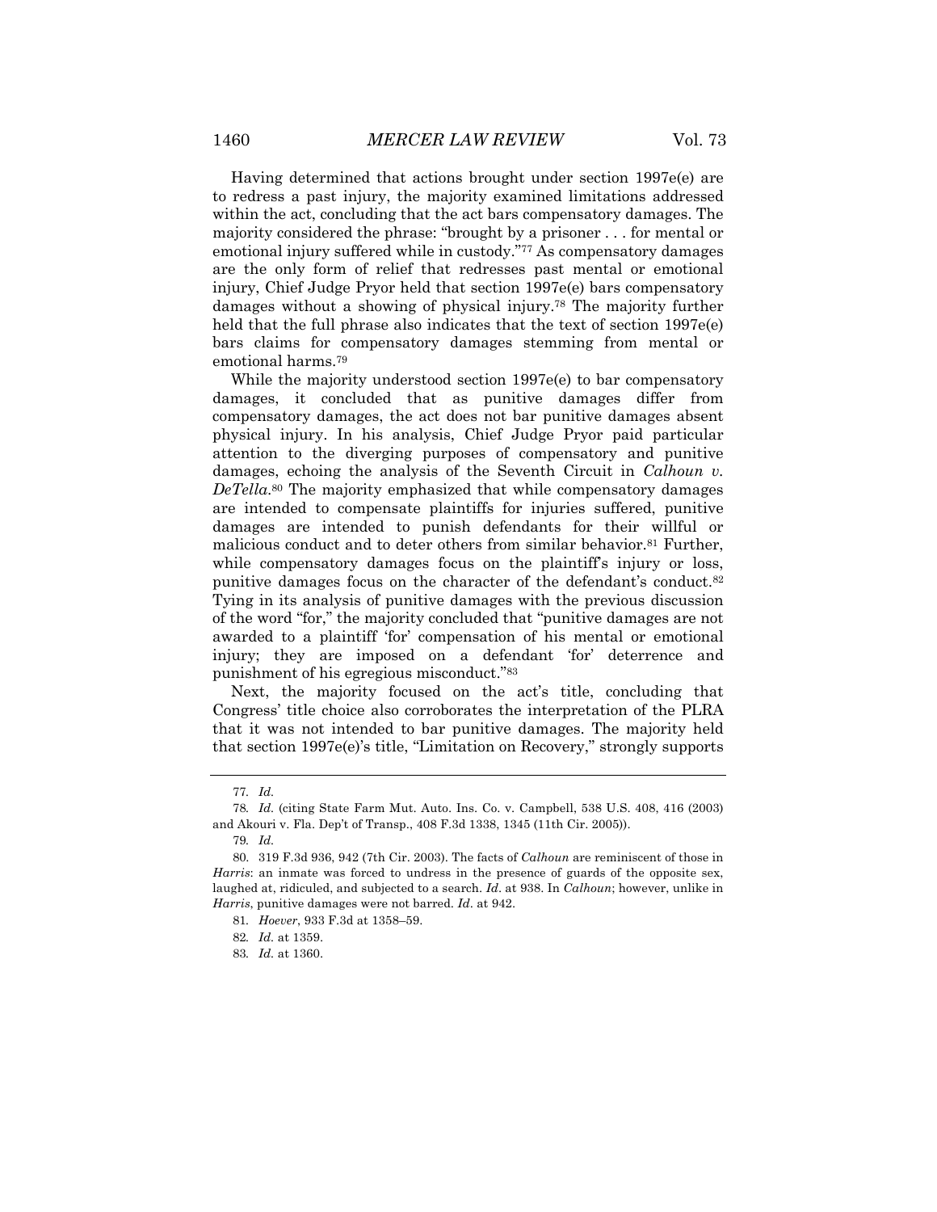Having determined that actions brought under section 1997e(e) are to redress a past injury, the majority examined limitations addressed within the act, concluding that the act bars compensatory damages. The majority considered the phrase: "brought by a prisoner . . . for mental or emotional injury suffered while in custody."[77] As compensatory damages are the only form of relief that redresses past mental or emotional injury, Chief Judge Pryor held that section 1997e(e) bars compensatory damages without a showing of physical injury.[78] The majority further held that the full phrase also indicates that the text of section 1997e(e) bars claims for compensatory damages stemming from mental or emotional harms.[79]

While the majority understood section 1997e(e) to bar compensatory damages, it concluded that as punitive damages differ from compensatory damages, the act does not bar punitive damages absent physical injury. In his analysis, Chief Judge Pryor paid particular attention to the diverging purposes of compensatory and punitive damages, echoing the analysis of the Seventh Circuit in *Calhoun v. DeTella*.[80] The majority emphasized that while compensatory damages are intended to compensate plaintiffs for injuries suffered, punitive damages are intended to punish defendants for their willful or malicious conduct and to deter others from similar behavior.[81] Further, while compensatory damages focus on the plaintiff's injury or loss, punitive damages focus on the character of the defendant's conduct.[82] Tying in its analysis of punitive damages with the previous discussion of the word "for," the majority concluded that "punitive damages are not awarded to a plaintiff 'for' compensation of his mental or emotional injury; they are imposed on a defendant 'for' deterrence and punishment of his egregious misconduct."[83]

Next, the majority focused on the act's title, concluding that Congress' title choice also corroborates the interpretation of the PLRA that it was not intended to bar punitive damages. The majority held that section 1997e(e)'s title, "Limitation on Recovery," strongly supports

---

77. *Id.*

78. *Id.* (citing State Farm Mut. Auto. Ins. Co. v. Campbell, 538 U.S. 408, 416 (2003) and Akouri v. Fla. Dep't of Transp., 408 F.3d 1338, 1345 (11th Cir. 2005)).

79. *Id.*

80. 319 F.3d 936, 942 (7th Cir. 2003). The facts of *Calhoun* are reminiscent of those in *Harris*: an inmate was forced to undress in the presence of guards of the opposite sex, laughed at, ridiculed, and subjected to a search. *Id.* at 938. In *Calhoun*; however, unlike in *Harris*, punitive damages were not barred. *Id.* at 942.

81. *Hoever*, 933 F.3d at 1358–59.

82. *Id.* at 1359.

83. *Id.* at 1360.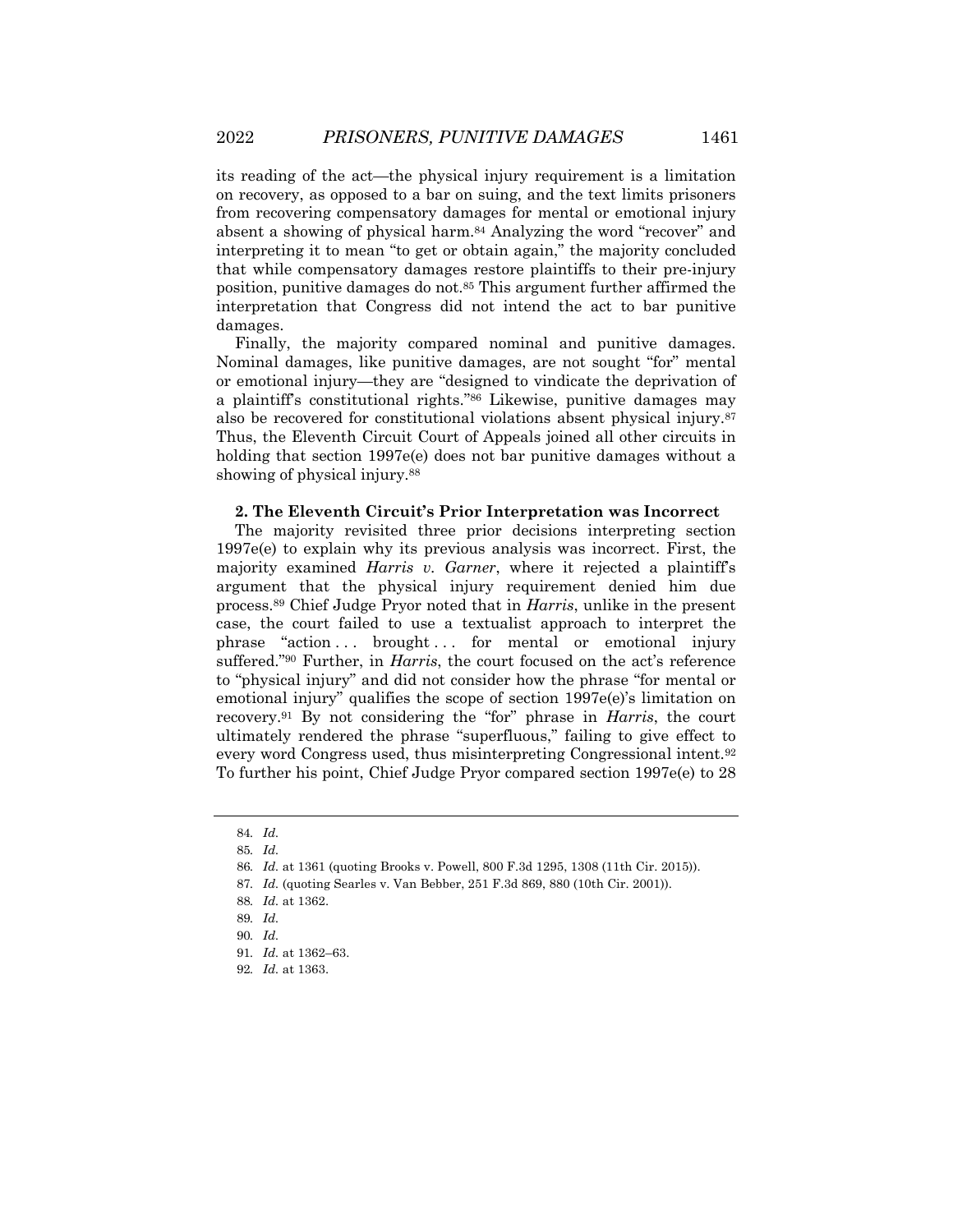its reading of the act—the physical injury requirement is a limitation on recovery, as opposed to a bar on suing, and the text limits prisoners from recovering compensatory damages for mental or emotional injury absent a showing of physical harm.[84] Analyzing the word "recover" and interpreting it to mean "to get or obtain again," the majority concluded that while compensatory damages restore plaintiffs to their pre-injury position, punitive damages do not.[85] This argument further affirmed the interpretation that Congress did not intend the act to bar punitive damages.

Finally, the majority compared nominal and punitive damages. Nominal damages, like punitive damages, are not sought "for" mental or emotional injury—they are "designed to vindicate the deprivation of a plaintiff's constitutional rights."[86] Likewise, punitive damages may also be recovered for constitutional violations absent physical injury.[87] Thus, the Eleventh Circuit Court of Appeals joined all other circuits in holding that section 1997e(e) does not bar punitive damages without a showing of physical injury.[88]

**2. The Eleventh Circuit's Prior Interpretation was Incorrect**

The majority revisited three prior decisions interpreting section 1997e(e) to explain why its previous analysis was incorrect. First, the majority examined *Harris v. Garner*, where it rejected a plaintiff's argument that the physical injury requirement denied him due process.[89] Chief Judge Pryor noted that in *Harris*, unlike in the present case, the court failed to use a textualist approach to interpret the phrase "action . . . brought . . . for mental or emotional injury suffered."[90] Further, in *Harris*, the court focused on the act's reference to "physical injury" and did not consider how the phrase "for mental or emotional injury" qualifies the scope of section 1997e(e)'s limitation on recovery.[91] By not considering the "for" phrase in *Harris*, the court ultimately rendered the phrase "superfluous," failing to give effect to every word Congress used, thus misinterpreting Congressional intent.[92] To further his point, Chief Judge Pryor compared section 1997e(e) to 28

---

84. *Id.*
85. *Id.*
86. *Id.* at 1361 (quoting Brooks v. Powell, 800 F.3d 1295, 1308 (11th Cir. 2015)).
87. *Id.* (quoting Searles v. Van Bebber, 251 F.3d 869, 880 (10th Cir. 2001)).
88. *Id.* at 1362.
89. *Id.*
90. *Id.*
91. *Id.* at 1362–63.
92. *Id.* at 1363.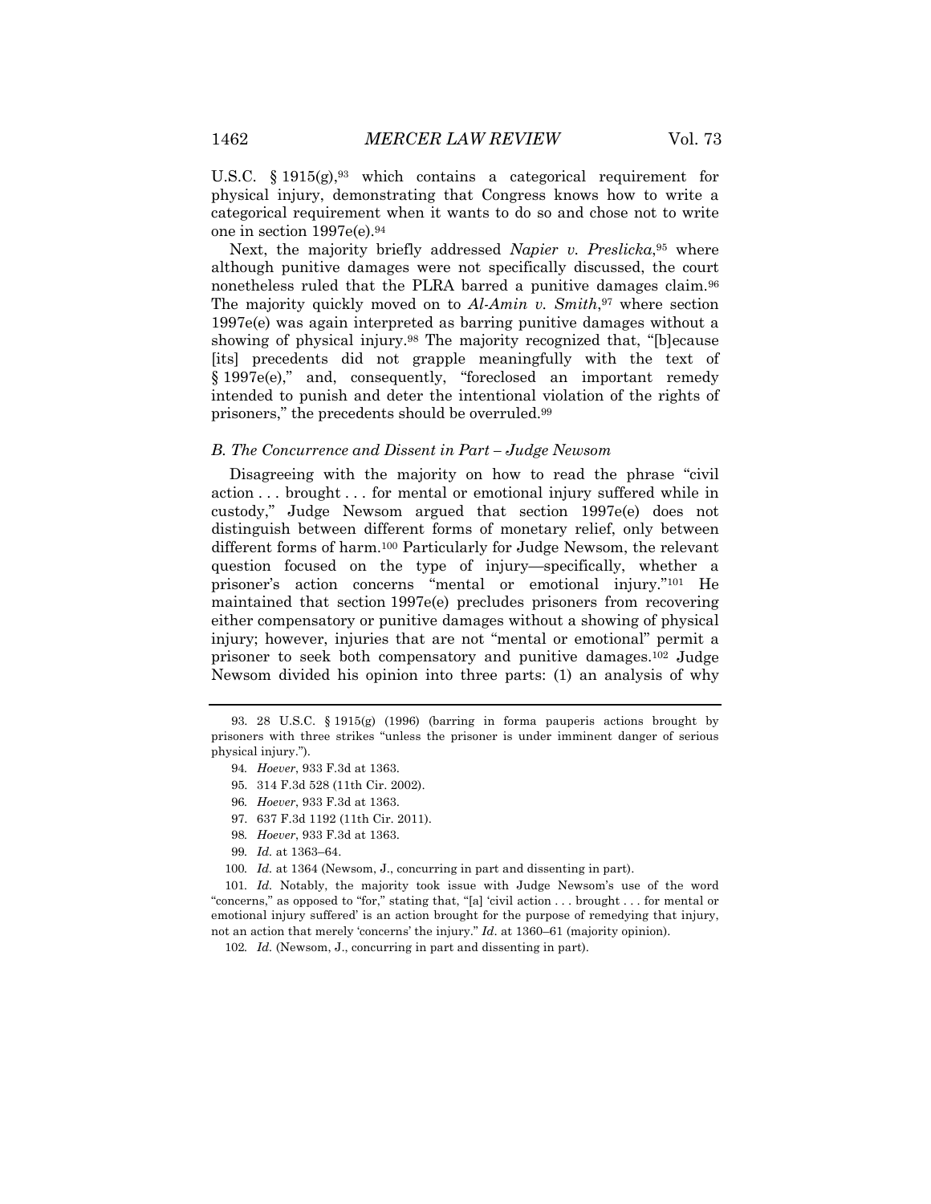U.S.C. § 1915(g),[93] which contains a categorical requirement for physical injury, demonstrating that Congress knows how to write a categorical requirement when it wants to do so and chose not to write one in section 1997e(e).[94]

Next, the majority briefly addressed *Napier v. Preslicka*,[95] where although punitive damages were not specifically discussed, the court nonetheless ruled that the PLRA barred a punitive damages claim.[96] The majority quickly moved on to *Al-Amin v. Smith*,[97] where section 1997e(e) was again interpreted as barring punitive damages without a showing of physical injury.[98] The majority recognized that, "[b]ecause [its] precedents did not grapple meaningfully with the text of § 1997e(e)," and, consequently, "foreclosed an important remedy intended to punish and deter the intentional violation of the rights of prisoners," the precedents should be overruled.[99]

### *B. The Concurrence and Dissent in Part – Judge Newsom*

Disagreeing with the majority on how to read the phrase "civil action . . . brought . . . for mental or emotional injury suffered while in custody," Judge Newsom argued that section 1997e(e) does not distinguish between different forms of monetary relief, only between different forms of harm.[100] Particularly for Judge Newsom, the relevant question focused on the type of injury—specifically, whether a prisoner's action concerns "mental or emotional injury."[101] He maintained that section 1997e(e) precludes prisoners from recovering either compensatory or punitive damages without a showing of physical injury; however, injuries that are not "mental or emotional" permit a prisoner to seek both compensatory and punitive damages.[102] Judge Newsom divided his opinion into three parts: (1) an analysis of why

---

93. 28 U.S.C. § 1915(g) (1996) (barring in forma pauperis actions brought by prisoners with three strikes "unless the prisoner is under imminent danger of serious physical injury.").

94. *Hoever*, 933 F.3d at 1363.

95. 314 F.3d 528 (11th Cir. 2002).

96. *Hoever*, 933 F.3d at 1363.

97. 637 F.3d 1192 (11th Cir. 2011).

98. *Hoever*, 933 F.3d at 1363.

99. *Id.* at 1363–64.

100. *Id.* at 1364 (Newsom, J., concurring in part and dissenting in part).

101. *Id.* Notably, the majority took issue with Judge Newsom's use of the word "concerns," as opposed to "for," stating that, "[a] 'civil action . . . brought . . . for mental or emotional injury suffered' is an action brought for the purpose of remedying that injury, not an action that merely 'concerns' the injury." *Id*. at 1360–61 (majority opinion).

102. *Id.* (Newsom, J., concurring in part and dissenting in part).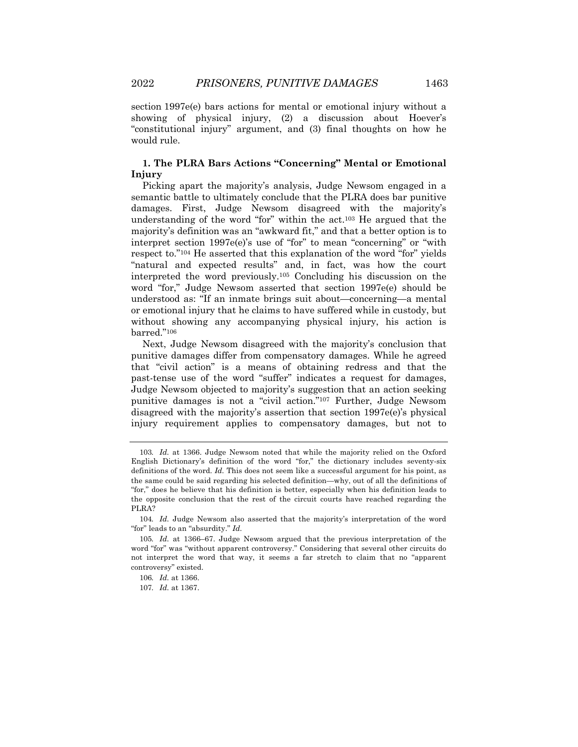section 1997e(e) bars actions for mental or emotional injury without a showing of physical injury, (2) a discussion about Hoever's "constitutional injury" argument, and (3) final thoughts on how he would rule.

### 1. The PLRA Bars Actions "Concerning" Mental or Emotional Injury

Picking apart the majority's analysis, Judge Newsom engaged in a semantic battle to ultimately conclude that the PLRA does bar punitive damages. First, Judge Newsom disagreed with the majority's understanding of the word "for" within the act.[103] He argued that the majority's definition was an "awkward fit," and that a better option is to interpret section 1997e(e)'s use of "for" to mean "concerning" or "with respect to."[104] He asserted that this explanation of the word "for" yields "natural and expected results" and, in fact, was how the court interpreted the word previously.[105] Concluding his discussion on the word "for," Judge Newsom asserted that section 1997e(e) should be understood as: "If an inmate brings suit about—concerning—a mental or emotional injury that he claims to have suffered while in custody, but without showing any accompanying physical injury, his action is barred."[106]

Next, Judge Newsom disagreed with the majority's conclusion that punitive damages differ from compensatory damages. While he agreed that "civil action" is a means of obtaining redress and that the past-tense use of the word "suffer" indicates a request for damages, Judge Newsom objected to majority's suggestion that an action seeking punitive damages is not a "civil action."[107] Further, Judge Newsom disagreed with the majority's assertion that section 1997e(e)'s physical injury requirement applies to compensatory damages, but not to

---

103. *Id.* at 1366. Judge Newsom noted that while the majority relied on the Oxford English Dictionary's definition of the word "for," the dictionary includes seventy-six definitions of the word. *Id.* This does not seem like a successful argument for his point, as the same could be said regarding his selected definition—why, out of all the definitions of "for," does he believe that his definition is better, especially when his definition leads to the opposite conclusion that the rest of the circuit courts have reached regarding the PLRA?

104. *Id.* Judge Newsom also asserted that the majority's interpretation of the word "for" leads to an "absurdity." *Id.*

105. *Id.* at 1366–67. Judge Newsom argued that the previous interpretation of the word "for" was "without apparent controversy." Considering that several other circuits do not interpret the word that way, it seems a far stretch to claim that no "apparent controversy" existed.

106. *Id.* at 1366.

107. *Id.* at 1367.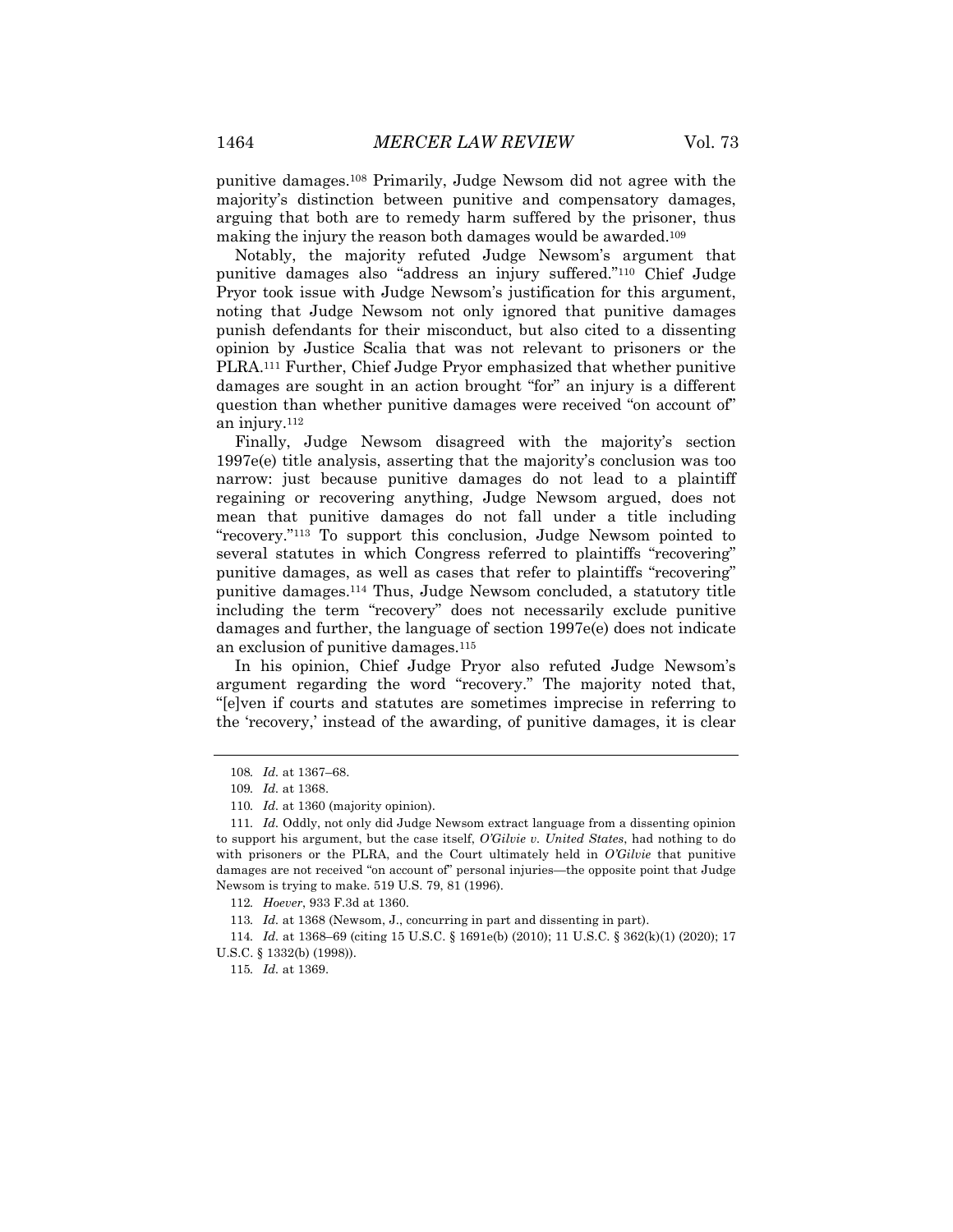punitive damages.[108] Primarily, Judge Newsom did not agree with the majority's distinction between punitive and compensatory damages, arguing that both are to remedy harm suffered by the prisoner, thus making the injury the reason both damages would be awarded.[109]

Notably, the majority refuted Judge Newsom's argument that punitive damages also "address an injury suffered."[110] Chief Judge Pryor took issue with Judge Newsom's justification for this argument, noting that Judge Newsom not only ignored that punitive damages punish defendants for their misconduct, but also cited to a dissenting opinion by Justice Scalia that was not relevant to prisoners or the PLRA.[111] Further, Chief Judge Pryor emphasized that whether punitive damages are sought in an action brought "for" an injury is a different question than whether punitive damages were received "on account of" an injury.[112]

Finally, Judge Newsom disagreed with the majority's section 1997e(e) title analysis, asserting that the majority's conclusion was too narrow: just because punitive damages do not lead to a plaintiff regaining or recovering anything, Judge Newsom argued, does not mean that punitive damages do not fall under a title including "recovery."[113] To support this conclusion, Judge Newsom pointed to several statutes in which Congress referred to plaintiffs "recovering" punitive damages, as well as cases that refer to plaintiffs "recovering" punitive damages.[114] Thus, Judge Newsom concluded, a statutory title including the term "recovery" does not necessarily exclude punitive damages and further, the language of section 1997e(e) does not indicate an exclusion of punitive damages.[115]

In his opinion, Chief Judge Pryor also refuted Judge Newsom's argument regarding the word "recovery." The majority noted that, "[e]ven if courts and statutes are sometimes imprecise in referring to the 'recovery,' instead of the awarding, of punitive damages, it is clear

---

108. *Id.* at 1367–68.

109. *Id.* at 1368.

110. *Id.* at 1360 (majority opinion).

111. *Id.* Oddly, not only did Judge Newsom extract language from a dissenting opinion to support his argument, but the case itself, *O'Gilvie v. United States*, had nothing to do with prisoners or the PLRA, and the Court ultimately held in *O'Gilvie* that punitive damages are not received "on account of" personal injuries—the opposite point that Judge Newsom is trying to make. 519 U.S. 79, 81 (1996).

112. *Hoever*, 933 F.3d at 1360.

113. *Id.* at 1368 (Newsom, J., concurring in part and dissenting in part).

114. *Id.* at 1368–69 (citing 15 U.S.C. § 1691e(b) (2010); 11 U.S.C. § 362(k)(1) (2020); 17 U.S.C. § 1332(b) (1998)).

115. *Id.* at 1369.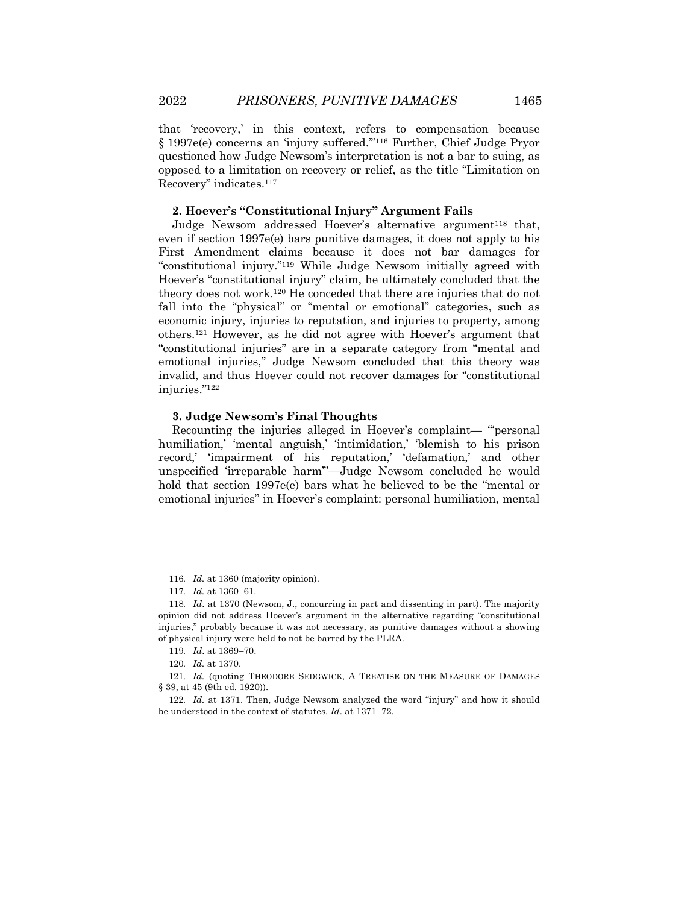that 'recovery,' in this context, refers to compensation because § 1997e(e) concerns an 'injury suffered.'"[116] Further, Chief Judge Pryor questioned how Judge Newsom's interpretation is not a bar to suing, as opposed to a limitation on recovery or relief, as the title "Limitation on Recovery" indicates.[117]

### 2. Hoever's "Constitutional Injury" Argument Fails

Judge Newsom addressed Hoever's alternative argument[118] that, even if section 1997e(e) bars punitive damages, it does not apply to his First Amendment claims because it does not bar damages for "constitutional injury."[119] While Judge Newsom initially agreed with Hoever's "constitutional injury" claim, he ultimately concluded that the theory does not work.[120] He conceded that there are injuries that do not fall into the "physical" or "mental or emotional" categories, such as economic injury, injuries to reputation, and injuries to property, among others.[121] However, as he did not agree with Hoever's argument that "constitutional injuries" are in a separate category from "mental and emotional injuries," Judge Newsom concluded that this theory was invalid, and thus Hoever could not recover damages for "constitutional injuries."[122]

### 3. Judge Newsom's Final Thoughts

Recounting the injuries alleged in Hoever's complaint— "'personal humiliation,' 'mental anguish,' 'intimidation,' 'blemish to his prison record,' 'impairment of his reputation,' 'defamation,' and other unspecified 'irreparable harm'"—Judge Newsom concluded he would hold that section 1997e(e) bars what he believed to be the "mental or emotional injuries" in Hoever's complaint: personal humiliation, mental

---

116. *Id.* at 1360 (majority opinion).

117. *Id.* at 1360–61.

118. *Id*. at 1370 (Newsom, J., concurring in part and dissenting in part). The majority opinion did not address Hoever's argument in the alternative regarding "constitutional injuries," probably because it was not necessary, as punitive damages without a showing of physical injury were held to not be barred by the PLRA.

119. *Id*. at 1369–70.

120. *Id.* at 1370.

121. *Id.* (quoting THEODORE SEDGWICK, A TREATISE ON THE MEASURE OF DAMAGES § 39, at 45 (9th ed. 1920)).

122. *Id.* at 1371. Then, Judge Newsom analyzed the word "injury" and how it should be understood in the context of statutes. *Id*. at 1371–72.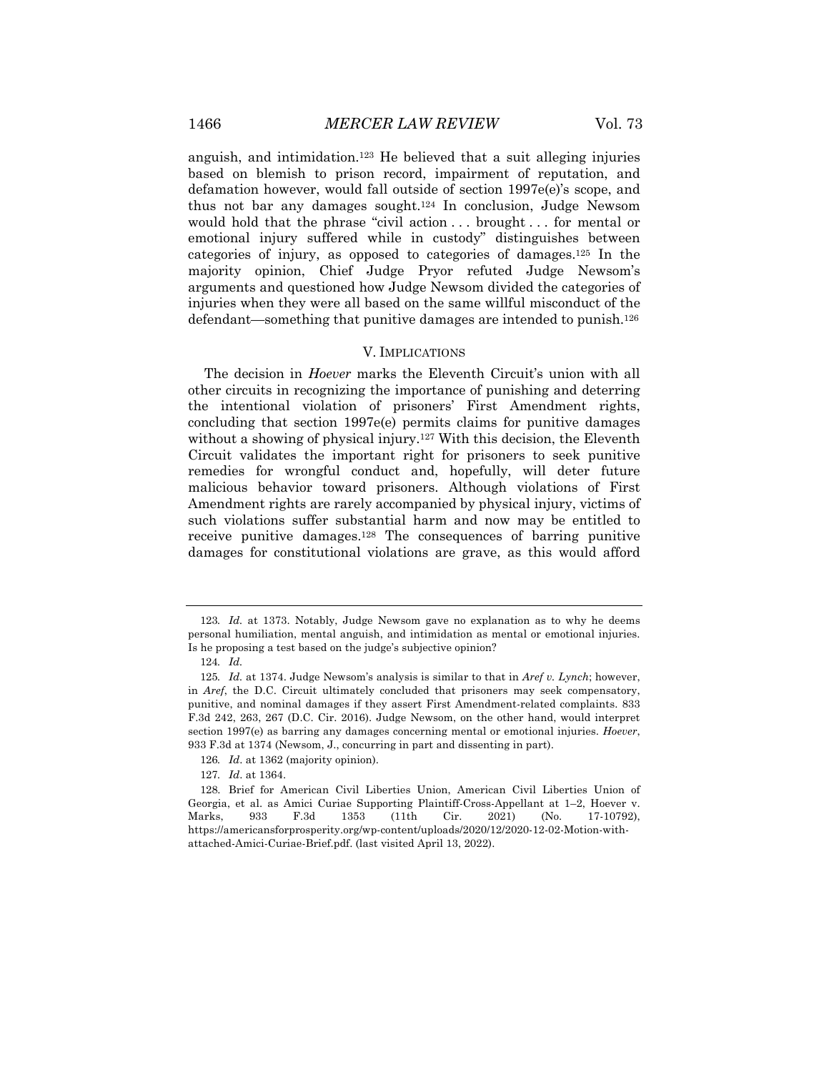anguish, and intimidation.[123] He believed that a suit alleging injuries based on blemish to prison record, impairment of reputation, and defamation however, would fall outside of section 1997e(e)'s scope, and thus not bar any damages sought.[124] In conclusion, Judge Newsom would hold that the phrase "civil action . . . brought . . . for mental or emotional injury suffered while in custody" distinguishes between categories of injury, as opposed to categories of damages.[125] In the majority opinion, Chief Judge Pryor refuted Judge Newsom's arguments and questioned how Judge Newsom divided the categories of injuries when they were all based on the same willful misconduct of the defendant—something that punitive damages are intended to punish.[126]

## V. IMPLICATIONS

The decision in *Hoever* marks the Eleventh Circuit's union with all other circuits in recognizing the importance of punishing and deterring the intentional violation of prisoners' First Amendment rights, concluding that section 1997e(e) permits claims for punitive damages without a showing of physical injury.[127] With this decision, the Eleventh Circuit validates the important right for prisoners to seek punitive remedies for wrongful conduct and, hopefully, will deter future malicious behavior toward prisoners. Although violations of First Amendment rights are rarely accompanied by physical injury, victims of such violations suffer substantial harm and now may be entitled to receive punitive damages.[128] The consequences of barring punitive damages for constitutional violations are grave, as this would afford

---

123. *Id.* at 1373. Notably, Judge Newsom gave no explanation as to why he deems personal humiliation, mental anguish, and intimidation as mental or emotional injuries. Is he proposing a test based on the judge's subjective opinion?

124. *Id.*

125. *Id.* at 1374. Judge Newsom's analysis is similar to that in *Aref v. Lynch*; however, in *Aref*, the D.C. Circuit ultimately concluded that prisoners may seek compensatory, punitive, and nominal damages if they assert First Amendment-related complaints. 833 F.3d 242, 263, 267 (D.C. Cir. 2016). Judge Newsom, on the other hand, would interpret section 1997(e) as barring any damages concerning mental or emotional injuries. *Hoever*, 933 F.3d at 1374 (Newsom, J., concurring in part and dissenting in part).

126. *Id*. at 1362 (majority opinion).

127. *Id*. at 1364.

128. Brief for American Civil Liberties Union, American Civil Liberties Union of Georgia, et al. as Amici Curiae Supporting Plaintiff-Cross-Appellant at 1–2, Hoever v. Marks, 933 F.3d 1353 (11th Cir. 2021) (No. 17-10792), https://americansforprosperity.org/wp-content/uploads/2020/12/2020-12-02-Motion-with-attached-Amici-Curiae-Brief.pdf. (last visited April 13, 2022).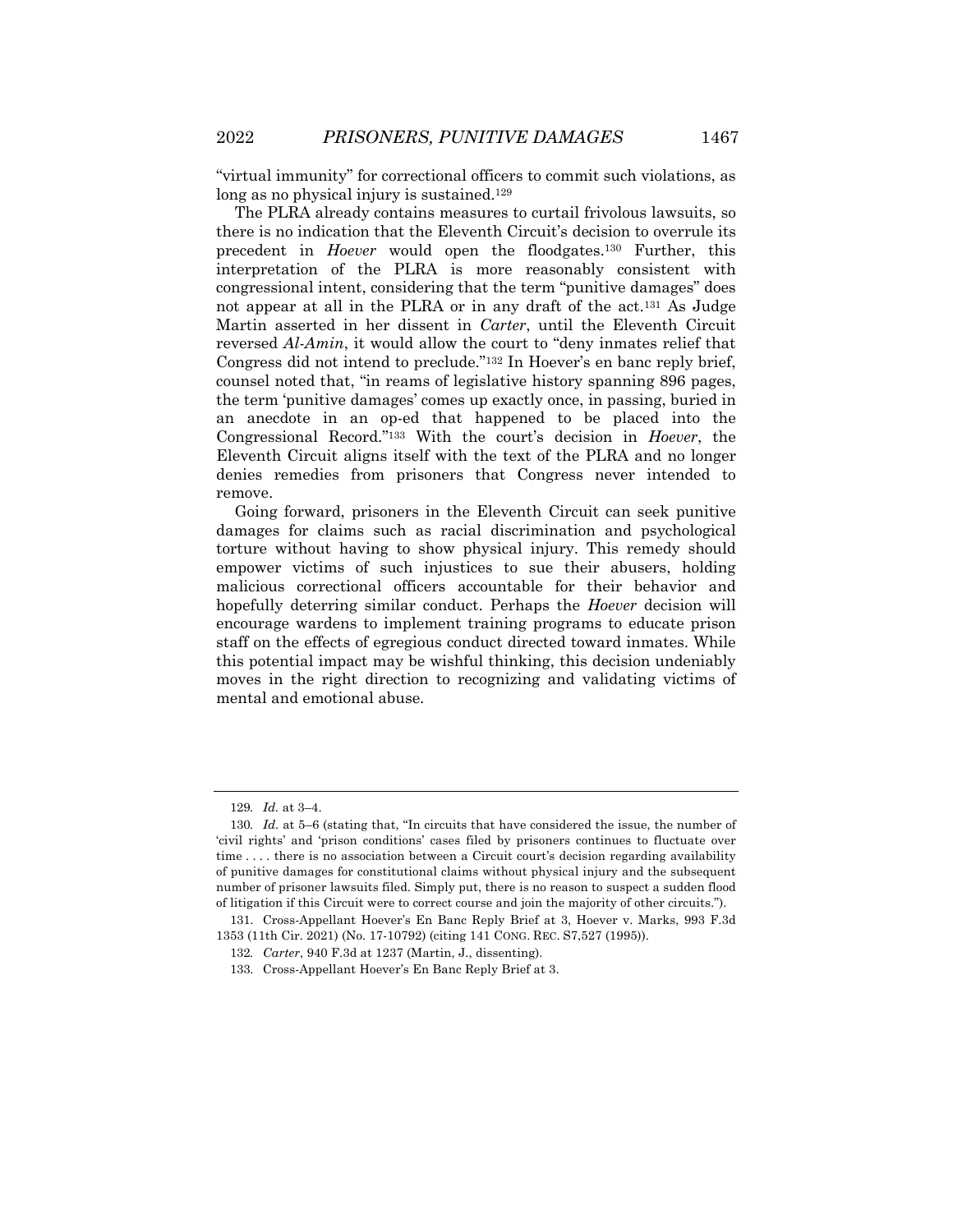"virtual immunity" for correctional officers to commit such violations, as long as no physical injury is sustained.[129]

The PLRA already contains measures to curtail frivolous lawsuits, so there is no indication that the Eleventh Circuit's decision to overrule its precedent in *Hoever* would open the floodgates.[130] Further, this interpretation of the PLRA is more reasonably consistent with congressional intent, considering that the term "punitive damages" does not appear at all in the PLRA or in any draft of the act.[131] As Judge Martin asserted in her dissent in *Carter*, until the Eleventh Circuit reversed *Al-Amin*, it would allow the court to "deny inmates relief that Congress did not intend to preclude."[132] In Hoever's en banc reply brief, counsel noted that, "in reams of legislative history spanning 896 pages, the term 'punitive damages' comes up exactly once, in passing, buried in an anecdote in an op-ed that happened to be placed into the Congressional Record."[133] With the court's decision in *Hoever*, the Eleventh Circuit aligns itself with the text of the PLRA and no longer denies remedies from prisoners that Congress never intended to remove.

Going forward, prisoners in the Eleventh Circuit can seek punitive damages for claims such as racial discrimination and psychological torture without having to show physical injury. This remedy should empower victims of such injustices to sue their abusers, holding malicious correctional officers accountable for their behavior and hopefully deterring similar conduct. Perhaps the *Hoever* decision will encourage wardens to implement training programs to educate prison staff on the effects of egregious conduct directed toward inmates. While this potential impact may be wishful thinking, this decision undeniably moves in the right direction to recognizing and validating victims of mental and emotional abuse.

---

129. *Id.* at 3–4.

130. *Id.* at 5–6 (stating that, "In circuits that have considered the issue, the number of 'civil rights' and 'prison conditions' cases filed by prisoners continues to fluctuate over time . . . . there is no association between a Circuit court's decision regarding availability of punitive damages for constitutional claims without physical injury and the subsequent number of prisoner lawsuits filed. Simply put, there is no reason to suspect a sudden flood of litigation if this Circuit were to correct course and join the majority of other circuits.").

131. Cross-Appellant Hoever's En Banc Reply Brief at 3, Hoever v. Marks, 993 F.3d 1353 (11th Cir. 2021) (No. 17-10792) (citing 141 CONG. REC. S7,527 (1995)).

132. *Carter*, 940 F.3d at 1237 (Martin, J., dissenting).

133. Cross-Appellant Hoever's En Banc Reply Brief at 3.